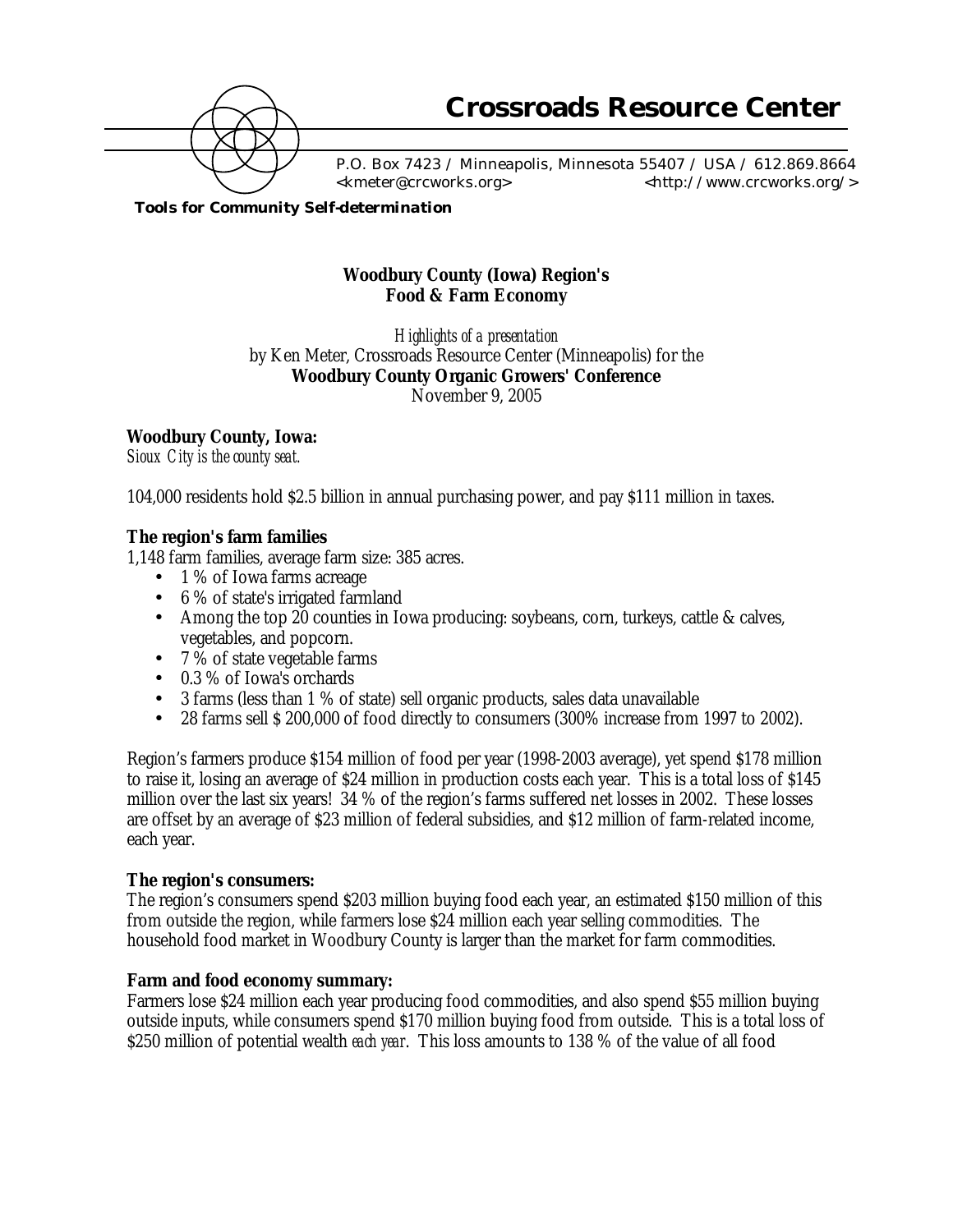# Crossroads Resource Center

P.O. Box 7423 / Minneapolis, Minnesota 55407 / USA / 612.869.8664
<kmeter@crcworks.org> <http://www.crcworks.org/>

**Tools for Community Self-determination**

## Woodbury County (Iowa) Region's Food & Farm Economy

*Highlights of a presentation*
by Ken Meter, Crossroads Resource Center (Minneapolis) for the
**Woodbury County Organic Growers' Conference**
November 9, 2005

### Woodbury County, Iowa:

*Sioux City is the county seat.*

104,000 residents hold $2.5 billion in annual purchasing power, and pay $111 million in taxes.

### The region's farm families

1,148 farm families, average farm size: 385 acres.

- 1 % of Iowa farms acreage
- 6 % of state's irrigated farmland
- Among the top 20 counties in Iowa producing: soybeans, corn, turkeys, cattle & calves, vegetables, and popcorn.
- 7 % of state vegetable farms
- 0.3 % of Iowa's orchards
- 3 farms (less than 1 % of state) sell organic products, sales data unavailable
- 28 farms sell $ 200,000 of food directly to consumers (300% increase from 1997 to 2002).

Region's farmers produce $154 million of food per year (1998-2003 average), yet spend $178 million to raise it, losing an average of $24 million in production costs each year. This is a total loss of $145 million over the last six years! 34 % of the region's farms suffered net losses in 2002. These losses are offset by an average of $23 million of federal subsidies, and $12 million of farm-related income, each year.

### The region's consumers:

The region's consumers spend $203 million buying food each year, an estimated $150 million of this from outside the region, while farmers lose $24 million each year selling commodities. The household food market in Woodbury County is larger than the market for farm commodities.

### Farm and food economy summary:

Farmers lose $24 million each year producing food commodities, and also spend $55 million buying outside inputs, while consumers spend $170 million buying food from outside. This is a total loss of $250 million of potential wealth *each year*. This loss amounts to 138 % of the value of all food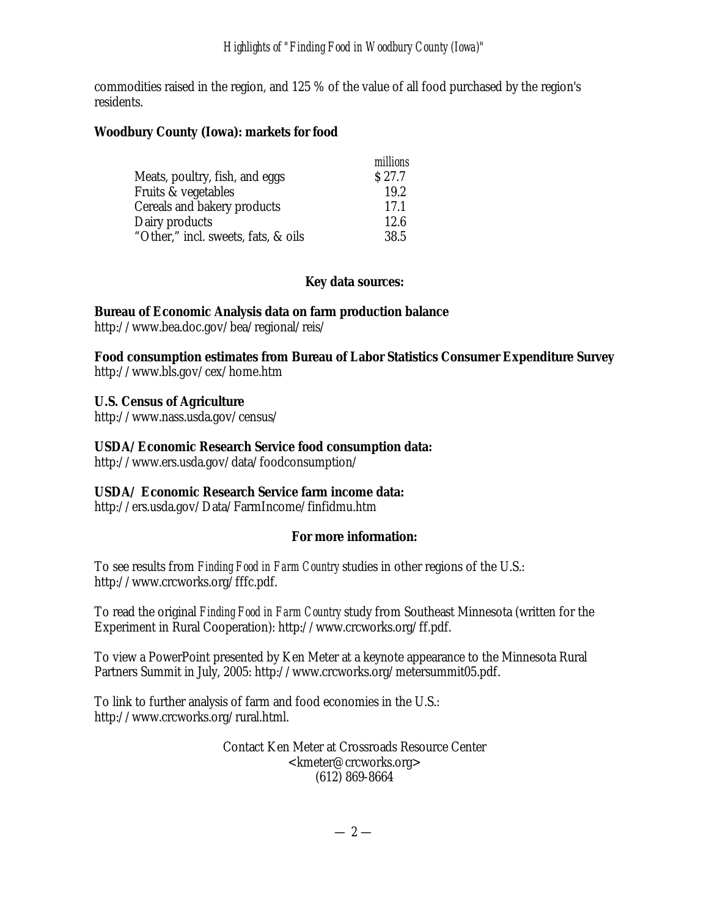commodities raised in the region, and 125 % of the value of all food purchased by the region's residents.

**Woodbury County (Iowa): markets for food**

| | *millions* |
|---|---|
| Meats, poultry, fish, and eggs | $ 27.7 |
| Fruits & vegetables | 19.2 |
| Cereals and bakery products | 17.1 |
| Dairy products | 12.6 |
| “Other,” incl. sweets, fats, & oils | 38.5 |

**Key data sources:**

**Bureau of Economic Analysis data on farm production balance**
http://www.bea.doc.gov/bea/regional/reis/

**Food consumption estimates from Bureau of Labor Statistics Consumer Expenditure Survey**
http://www.bls.gov/cex/home.htm

**U.S. Census of Agriculture**
http://www.nass.usda.gov/census/

**USDA/Economic Research Service food consumption data:**
http://www.ers.usda.gov/data/foodconsumption/

**USDA/ Economic Research Service farm income data:**
http://ers.usda.gov/Data/FarmIncome/finfidmu.htm

**For more information:**

To see results from *Finding Food in Farm Country* studies in other regions of the U.S.: http://www.crcworks.org/fffc.pdf.

To read the original *Finding Food in Farm Country* study from Southeast Minnesota (written for the Experiment in Rural Cooperation): http://www.crcworks.org/ff.pdf.

To view a PowerPoint presented by Ken Meter at a keynote appearance to the Minnesota Rural Partners Summit in July, 2005: http://www.crcworks.org/metersummit05.pdf.

To link to further analysis of farm and food economies in the U.S.: http://www.crcworks.org/rural.html.

Contact Ken Meter at Crossroads Resource Center
<kmeter@crcworks.org>
(612) 869-8664